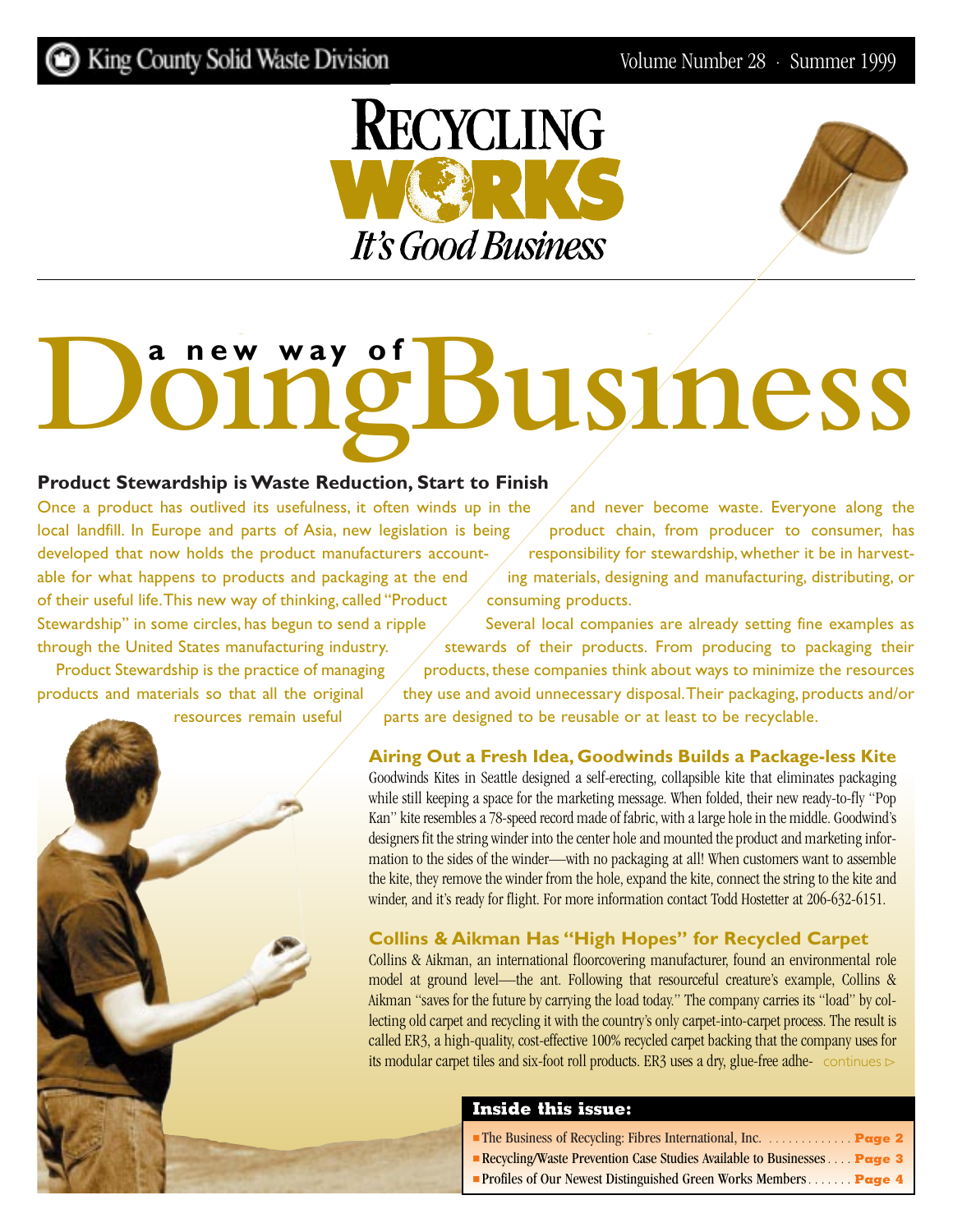King County Solid Waste Division

Volume Number 28 · Summer 1999

# RECYCLING WORKS
*It's Good Business*

# a new way of Doing Business

## Product Stewardship is Waste Reduction, Start to Finish

Once a product has outlived its usefulness, it often winds up in the local landfill. In Europe and parts of Asia, new legislation is being developed that now holds the product manufacturers accountable for what happens to products and packaging at the end of their useful life. This new way of thinking, called "Product Stewardship" in some circles, has begun to send a ripple through the United States manufacturing industry.

Product Stewardship is the practice of managing products and materials so that all the original resources remain useful and never become waste. Everyone along the product chain, from producer to consumer, has responsibility for stewardship, whether it be in harvesting materials, designing and manufacturing, distributing, or consuming products.

Several local companies are already setting fine examples as stewards of their products. From producing to packaging their products, these companies think about ways to minimize the resources they use and avoid unnecessary disposal. Their packaging, products and/or parts are designed to be reusable or at least to be recyclable.

### Airing Out a Fresh Idea, Goodwinds Builds a Package-less Kite

Goodwinds Kites in Seattle designed a self-erecting, collapsible kite that eliminates packaging while still keeping a space for the marketing message. When folded, their new ready-to-fly "Pop Kan" kite resembles a 78-speed record made of fabric, with a large hole in the middle. Goodwind's designers fit the string winder into the center hole and mounted the product and marketing information to the sides of the winder—with no packaging at all! When customers want to assemble the kite, they remove the winder from the hole, expand the kite, connect the string to the kite and winder, and it's ready for flight. For more information contact Todd Hostetter at 206-632-6151.

### Collins & Aikman Has "High Hopes" for Recycled Carpet

Collins & Aikman, an international floorcovering manufacturer, found an environmental role model at ground level—the ant. Following that resourceful creature's example, Collins & Aikman "saves for the future by carrying the load today." The company carries its "load" by collecting old carpet and recycling it with the country's only carpet-into-carpet process. The result is called ER3, a high-quality, cost-effective 100% recycled carpet backing that the company uses for its modular carpet tiles and six-foot roll products. ER3 uses a dry, glue-free adhe- continues ▷

**Inside this issue:**

- The Business of Recycling: Fibres International, Inc. ............. **Page 2**
- Recycling/Waste Prevention Case Studies Available to Businesses .... **Page 3**
- Profiles of Our Newest Distinguished Green Works Members ....... **Page 4**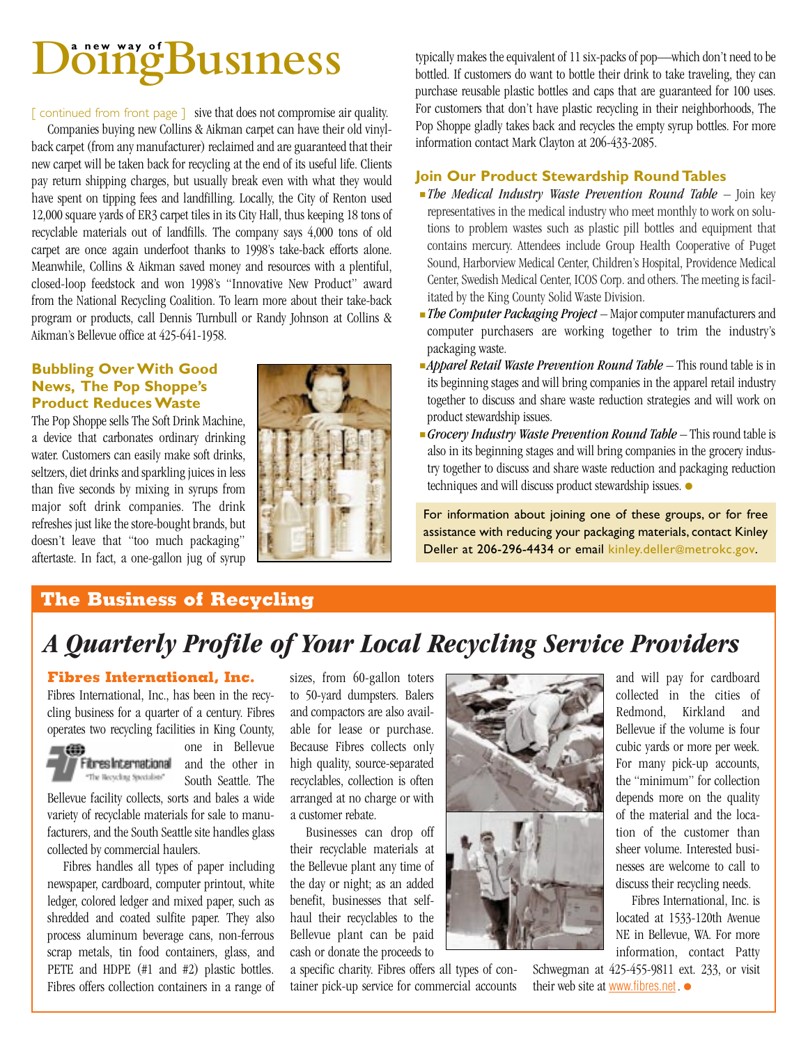# a new way of Doing Business

[ continued from front page ] sive that does not compromise air quality.

Companies buying new Collins & Aikman carpet can have their old vinyl-back carpet (from any manufacturer) reclaimed and are guaranteed that their new carpet will be taken back for recycling at the end of its useful life. Clients pay return shipping charges, but usually break even with what they would have spent on tipping fees and landfilling. Locally, the City of Renton used 12,000 square yards of ER3 carpet tiles in its City Hall, thus keeping 18 tons of recyclable materials out of landfills. The company says 4,000 tons of old carpet are once again underfoot thanks to 1998's take-back efforts alone. Meanwhile, Collins & Aikman saved money and resources with a plentiful, closed-loop feedstock and won 1998's "Innovative New Product" award from the National Recycling Coalition. To learn more about their take-back program or products, call Dennis Turnbull or Randy Johnson at Collins & Aikman's Bellevue office at 425-641-1958.

### Bubbling Over With Good News, The Pop Shoppe's Product Reduces Waste

The Pop Shoppe sells The Soft Drink Machine, a device that carbonates ordinary drinking water. Customers can easily make soft drinks, seltzers, diet drinks and sparkling juices in less than five seconds by mixing in syrups from major soft drink companies. The drink refreshes just like the store-bought brands, but doesn't leave that "too much packaging" aftertaste. In fact, a one-gallon jug of syrup typically makes the equivalent of 11 six-packs of pop—which don't need to be bottled. If customers do want to bottle their drink to take traveling, they can purchase reusable plastic bottles and caps that are guaranteed for 100 uses. For customers that don't have plastic recycling in their neighborhoods, The Pop Shoppe gladly takes back and recycles the empty syrup bottles. For more information contact Mark Clayton at 206-433-2085.

### Join Our Product Stewardship Round Tables

- *The Medical Industry Waste Prevention Round Table* – Join key representatives in the medical industry who meet monthly to work on solutions to problem wastes such as plastic pill bottles and equipment that contains mercury. Attendees include Group Health Cooperative of Puget Sound, Harborview Medical Center, Children's Hospital, Providence Medical Center, Swedish Medical Center, ICOS Corp. and others. The meeting is facilitated by the King County Solid Waste Division.
- *The Computer Packaging Project* – Major computer manufacturers and computer purchasers are working together to trim the industry's packaging waste.
- *Apparel Retail Waste Prevention Round Table* – This round table is in its beginning stages and will bring companies in the apparel retail industry together to discuss and share waste reduction strategies and will work on product stewardship issues.
- *Grocery Industry Waste Prevention Round Table* – This round table is also in its beginning stages and will bring companies in the grocery industry together to discuss and share waste reduction and packaging reduction techniques and will discuss product stewardship issues.

For information about joining one of these groups, or for free assistance with reducing your packaging materials, contact Kinley Deller at 206-296-4434 or email kinley.deller@metrokc.gov.

## The Business of Recycling

# *A Quarterly Profile of Your Local Recycling Service Providers*

### Fibres International, Inc.

Fibres International, Inc., has been in the recycling business for a quarter of a century. Fibres operates two recycling facilities in King County, one in Bellevue and the other in South Seattle. The Bellevue facility collects, sorts and bales a wide variety of recyclable materials for sale to manufacturers, and the South Seattle site handles glass collected by commercial haulers.

Fibres handles all types of paper including newspaper, cardboard, computer printout, white ledger, colored ledger and mixed paper, such as shredded and coated sulfite paper. They also process aluminum beverage cans, non-ferrous scrap metals, tin food containers, glass, and PETE and HDPE (#1 and #2) plastic bottles. Fibres offers collection containers in a range of sizes, from 60-gallon toters to 50-yard dumpsters. Balers and compactors are also available for lease or purchase. Because Fibres collects only high quality, source-separated recyclables, collection is often arranged at no charge or with a customer rebate.

Businesses can drop off their recyclable materials at the Bellevue plant any time of the day or night; as an added benefit, businesses that self-haul their recyclables to the Bellevue plant can be paid cash or donate the proceeds to a specific charity. Fibres offers all types of container pick-up service for commercial accounts and will pay for cardboard collected in the cities of Redmond, Kirkland and Bellevue if the volume is four cubic yards or more per week. For many pick-up accounts, the "minimum" for collection depends more on the quality of the material and the location of the customer than sheer volume. Interested businesses are welcome to call to discuss their recycling needs.

Fibres International, Inc. is located at 1533-120th Avenue NE in Bellevue, WA. For more information, contact Patty Schwegman at 425-455-9811 ext. 233, or visit their web site at www.fibres.net.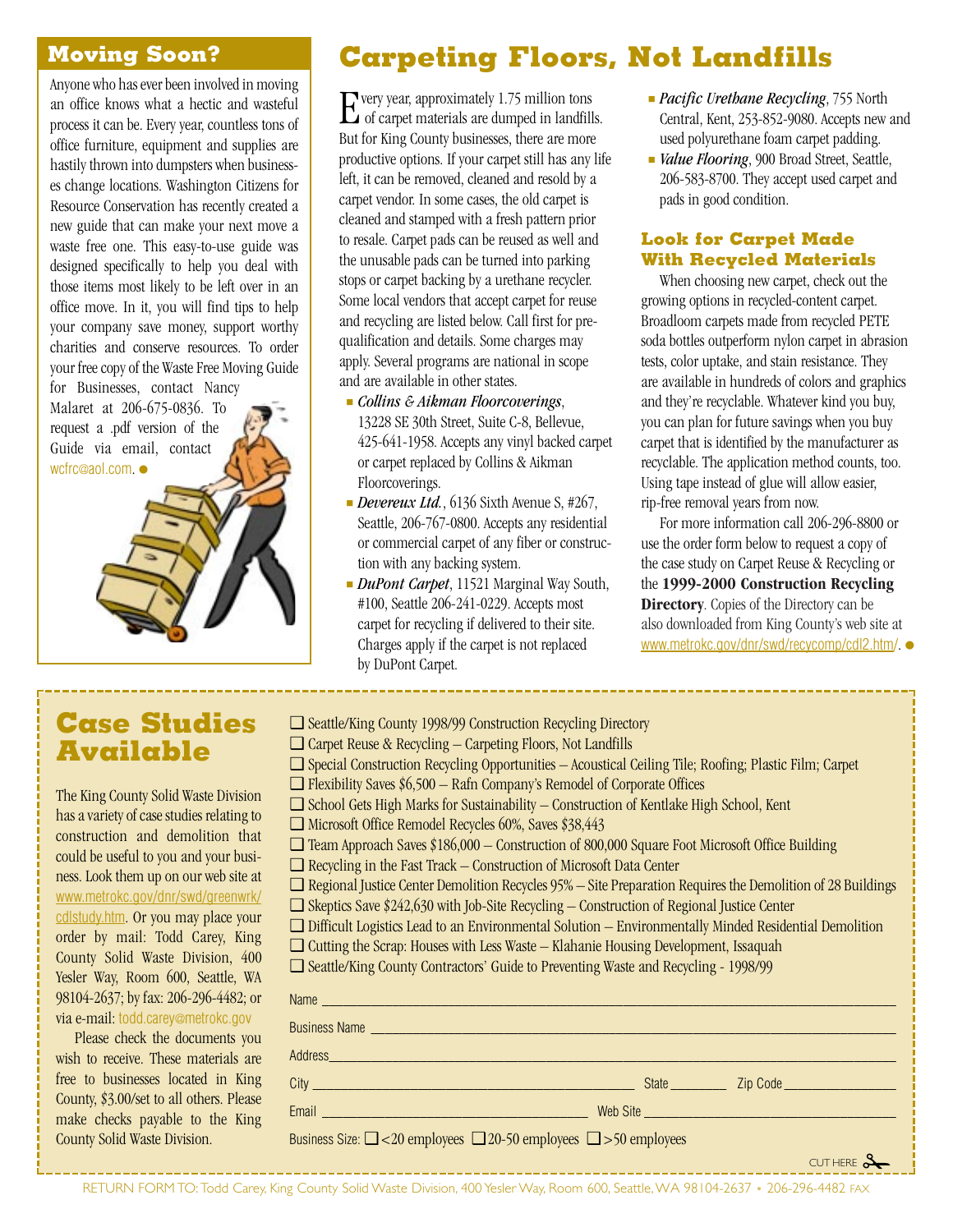## Moving Soon?

Anyone who has ever been involved in moving an office knows what a hectic and wasteful process it can be. Every year, countless tons of office furniture, equipment and supplies are hastily thrown into dumpsters when businesses change locations. Washington Citizens for Resource Conservation has recently created a new guide that can make your next move a waste free one. This easy-to-use guide was designed specifically to help you deal with those items most likely to be left over in an office move. In it, you will find tips to help your company save money, support worthy charities and conserve resources. To order your free copy of the Waste Free Moving Guide for Businesses, contact Nancy Malaret at 206-675-0836. To request a .pdf version of the Guide via email, contact wcfrc@aol.com. ●

# Carpeting Floors, Not Landfills

Every year, approximately 1.75 million tons of carpet materials are dumped in landfills. But for King County businesses, there are more productive options. If your carpet still has any life left, it can be removed, cleaned and resold by a carpet vendor. In some cases, the old carpet is cleaned and stamped with a fresh pattern prior to resale. Carpet pads can be reused as well and the unusable pads can be turned into parking stops or carpet backing by a urethane recycler. Some local vendors that accept carpet for reuse and recycling are listed below. Call first for pre-qualification and details. Some charges may apply. Several programs are national in scope and are available in other states.

- *Collins & Aikman Floorcoverings*, 13228 SE 30th Street, Suite C-8, Bellevue, 425-641-1958. Accepts any vinyl backed carpet or carpet replaced by Collins & Aikman Floorcoverings.
- *Devereux Ltd.*, 6136 Sixth Avenue S, #267, Seattle, 206-767-0800. Accepts any residential or commercial carpet of any fiber or construction with any backing system.
- *DuPont Carpet*, 11521 Marginal Way South, #100, Seattle 206-241-0229. Accepts most carpet for recycling if delivered to their site. Charges apply if the carpet is not replaced by DuPont Carpet.
- *Pacific Urethane Recycling*, 755 North Central, Kent, 253-852-9080. Accepts new and used polyurethane foam carpet padding.
- *Value Flooring*, 900 Broad Street, Seattle, 206-583-8700. They accept used carpet and pads in good condition.

### Look for Carpet Made With Recycled Materials

When choosing new carpet, check out the growing options in recycled-content carpet. Broadloom carpets made from recycled PETE soda bottles outperform nylon carpet in abrasion tests, color uptake, and stain resistance. They are available in hundreds of colors and graphics and they're recyclable. Whatever kind you buy, you can plan for future savings when you buy carpet that is identified by the manufacturer as recyclable. The application method counts, too. Using tape instead of glue will allow easier, rip-free removal years from now.

For more information call 206-296-8800 or use the order form below to request a copy of the case study on Carpet Reuse & Recycling or the **1999-2000 Construction Recycling Directory**. Copies of the Directory can be also downloaded from King County's web site at www.metrokc.gov/dnr/swd/recycomp/cdl2.htm/. ●

## Case Studies Available

The King County Solid Waste Division has a variety of case studies relating to construction and demolition that could be useful to you and your business. Look them up on our web site at www.metrokc.gov/dnr/swd/greenwrk/cdlstudy.htm. Or you may place your order by mail: Todd Carey, King County Solid Waste Division, 400 Yesler Way, Room 600, Seattle, WA 98104-2637; by fax: 206-296-4482; or via e-mail: todd.carey@metrokc.gov

Please check the documents you wish to receive. These materials are free to businesses located in King County, $3.00/set to all others. Please make checks payable to the King County Solid Waste Division.

- ❑ Seattle/King County 1998/99 Construction Recycling Directory
- ❑ Carpet Reuse & Recycling – Carpeting Floors, Not Landfills
- ❑ Special Construction Recycling Opportunities – Acoustical Ceiling Tile; Roofing; Plastic Film; Carpet
- ❑ Flexibility Saves $6,500 – Rafn Company's Remodel of Corporate Offices
- ❑ School Gets High Marks for Sustainability – Construction of Kentlake High School, Kent
- ❑ Microsoft Office Remodel Recycles 60%, Saves $38,443
- ❑ Team Approach Saves $186,000 – Construction of 800,000 Square Foot Microsoft Office Building
- ❑ Recycling in the Fast Track – Construction of Microsoft Data Center
- ❑ Regional Justice Center Demolition Recycles 95% – Site Preparation Requires the Demolition of 28 Buildings
- ❑ Skeptics Save $242,630 with Job-Site Recycling – Construction of Regional Justice Center
- ❑ Difficult Logistics Lead to an Environmental Solution – Environmentally Minded Residential Demolition
- ❑ Cutting the Scrap: Houses with Less Waste – Klahanie Housing Development, Issaquah
- ❑ Seattle/King County Contractors' Guide to Preventing Waste and Recycling - 1998/99

Name ____________________

Business Name ____________________

Address ____________________

City ____________________ State ________ Zip Code ____________

Email ____________________ Web Site ____________________

Business Size: ❑ <20 employees ❑ 20-50 employees ❑ >50 employees

CUT HERE ✂

RETURN FORM TO: Todd Carey, King County Solid Waste Division, 400 Yesler Way, Room 600, Seattle, WA 98104-2637 • 206-296-4482 FAX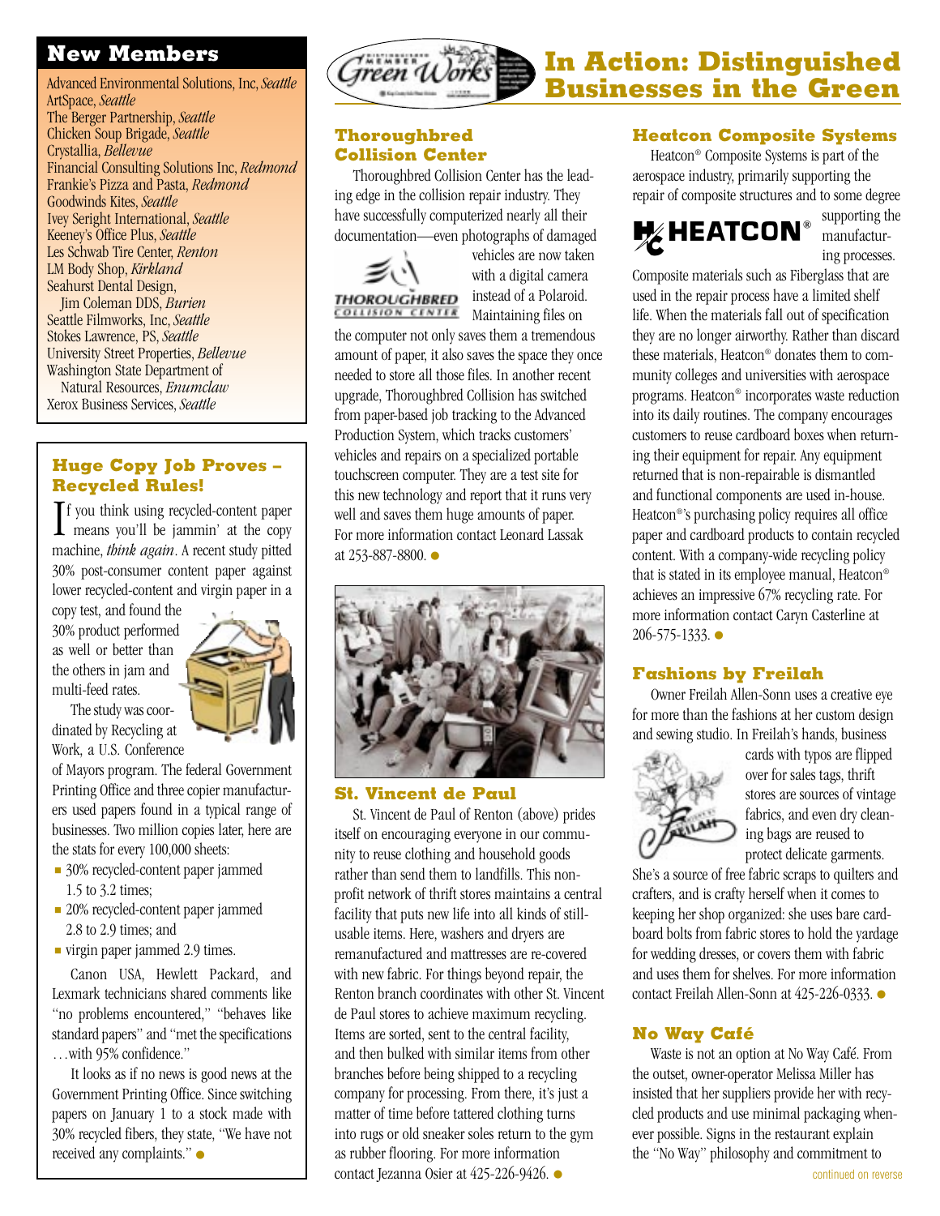## New Members

Advanced Environmental Solutions, Inc, *Seattle*
ArtSpace, *Seattle*
The Berger Partnership, *Seattle*
Chicken Soup Brigade, *Seattle*
Crystallia, *Bellevue*
Financial Consulting Solutions Inc, *Redmond*
Frankie's Pizza and Pasta, *Redmond*
Goodwinds Kites, *Seattle*
Ivey Seright International, *Seattle*
Keeney's Office Plus, *Seattle*
Les Schwab Tire Center, *Renton*
LM Body Shop, *Kirkland*
Seahurst Dental Design, Jim Coleman DDS, *Burien*
Seattle Filmworks, Inc, *Seattle*
Stokes Lawrence, PS, *Seattle*
University Street Properties, *Bellevue*
Washington State Department of Natural Resources, *Enumclaw*
Xerox Business Services, *Seattle*

### Huge Copy Job Proves – Recycled Rules!

If you think using recycled-content paper means you'll be jammin' at the copy machine, *think again*. A recent study pitted 30% post-consumer content paper against lower recycled-content and virgin paper in a copy test, and found the 30% product performed as well or better than the others in jam and multi-feed rates.

The study was coordinated by Recycling at Work, a U.S. Conference of Mayors program. The federal Government Printing Office and three copier manufacturers used papers found in a typical range of businesses. Two million copies later, here are the stats for every 100,000 sheets:

- 30% recycled-content paper jammed 1.5 to 3.2 times;
- 20% recycled-content paper jammed 2.8 to 2.9 times; and
- virgin paper jammed 2.9 times.

Canon USA, Hewlett Packard, and Lexmark technicians shared comments like "no problems encountered," "behaves like standard papers" and "met the specifications …with 95% confidence."

It looks as if no news is good news at the Government Printing Office. Since switching papers on January 1 to a stock made with 30% recycled fibers, they state, "We have not received any complaints."

# In Action: Distinguished Businesses in the Green

### Thoroughbred Collision Center

Thoroughbred Collision Center has the leading edge in the collision repair industry. They have successfully computerized nearly all their documentation—even photographs of damaged vehicles are now taken with a digital camera instead of a Polaroid. Maintaining files on the computer not only saves them a tremendous amount of paper, it also saves the space they once needed to store all those files. In another recent upgrade, Thoroughbred Collision has switched from paper-based job tracking to the Advanced Production System, which tracks customers' vehicles and repairs on a specialized portable touchscreen computer. They are a test site for this new technology and report that it runs very well and saves them huge amounts of paper. For more information contact Leonard Lassak at 253-887-8800.

### St. Vincent de Paul

St. Vincent de Paul of Renton (above) prides itself on encouraging everyone in our community to reuse clothing and household goods rather than send them to landfills. This nonprofit network of thrift stores maintains a central facility that puts new life into all kinds of still-usable items. Here, washers and dryers are remanufactured and mattresses are re-covered with new fabric. For things beyond repair, the Renton branch coordinates with other St. Vincent de Paul stores to achieve maximum recycling. Items are sorted, sent to the central facility, and then bulked with similar items from other branches before being shipped to a recycling company for processing. From there, it's just a matter of time before tattered clothing turns into rugs or old sneaker soles return to the gym as rubber flooring. For more information contact Jezanna Osier at 425-226-9426.

### Heatcon Composite Systems

Heatcon® Composite Systems is part of the aerospace industry, primarily supporting the repair of composite structures and to some degree supporting the manufacturing processes. Composite materials such as Fiberglass that are used in the repair process have a limited shelf life. When the materials fall out of specification they are no longer airworthy. Rather than discard these materials, Heatcon® donates them to community colleges and universities with aerospace programs. Heatcon® incorporates waste reduction into its daily routines. The company encourages customers to reuse cardboard boxes when returning their equipment for repair. Any equipment returned that is non-repairable is dismantled and functional components are used in-house. Heatcon®'s purchasing policy requires all office paper and cardboard products to contain recycled content. With a company-wide recycling policy that is stated in its employee manual, Heatcon® achieves an impressive 67% recycling rate. For more information contact Caryn Casterline at 206-575-1333.

### Fashions by Freilah

Owner Freilah Allen-Sonn uses a creative eye for more than the fashions at her custom design and sewing studio. In Freilah's hands, business cards with typos are flipped over for sales tags, thrift stores are sources of vintage fabrics, and even dry cleaning bags are reused to protect delicate garments. She's a source of free fabric scraps to quilters and crafters, and is crafty herself when it comes to keeping her shop organized: she uses bare cardboard bolts from fabric stores to hold the yardage for wedding dresses, or covers them with fabric and uses them for shelves. For more information contact Freilah Allen-Sonn at 425-226-0333.

### No Way Café

Waste is not an option at No Way Café. From the outset, owner-operator Melissa Miller has insisted that her suppliers provide her with recycled products and use minimal packaging whenever possible. Signs in the restaurant explain the "No Way" philosophy and commitment to

continued on reverse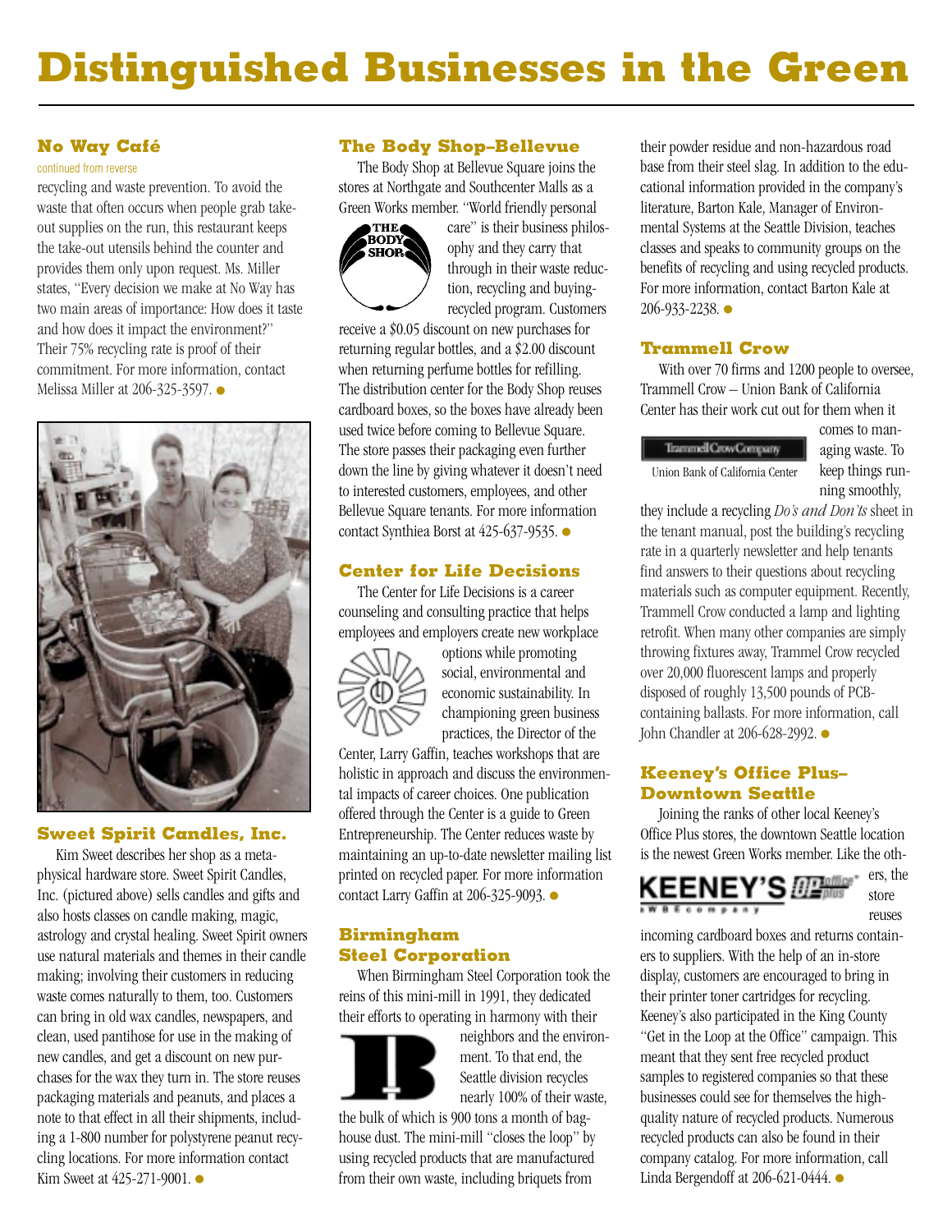# Distinguished Businesses in the Green

## No Way Café

continued from reverse

recycling and waste prevention. To avoid the waste that often occurs when people grab take-out supplies on the run, this restaurant keeps the take-out utensils behind the counter and provides them only upon request. Ms. Miller states, "Every decision we make at No Way has two main areas of importance: How does it taste and how does it impact the environment?" Their 75% recycling rate is proof of their commitment. For more information, contact Melissa Miller at 206-325-3597.

## Sweet Spirit Candles, Inc.

Kim Sweet describes her shop as a metaphysical hardware store. Sweet Spirit Candles, Inc. (pictured above) sells candles and gifts and also hosts classes on candle making, magic, astrology and crystal healing. Sweet Spirit owners use natural materials and themes in their candle making; involving their customers in reducing waste comes naturally to them, too. Customers can bring in old wax candles, newspapers, and clean, used pantihose for use in the making of new candles, and get a discount on new purchases for the wax they turn in. The store reuses packaging materials and peanuts, and places a note to that effect in all their shipments, including a 1-800 number for polystyrene peanut recycling locations. For more information contact Kim Sweet at 425-271-9001.

## The Body Shop–Bellevue

The Body Shop at Bellevue Square joins the stores at Northgate and Southcenter Malls as a Green Works member. "World friendly personal care" is their business philosophy and they carry that through in their waste reduction, recycling and buying-recycled program. Customers receive a $0.05 discount on new purchases for returning regular bottles, and a $2.00 discount when returning perfume bottles for refilling. The distribution center for the Body Shop reuses cardboard boxes, so the boxes have already been used twice before coming to Bellevue Square. The store passes their packaging even further down the line by giving whatever it doesn't need to interested customers, employees, and other Bellevue Square tenants. For more information contact Synthiea Borst at 425-637-9535.

## Center for Life Decisions

The Center for Life Decisions is a career counseling and consulting practice that helps employees and employers create new workplace options while promoting social, environmental and economic sustainability. In championing green business practices, the Director of the Center, Larry Gaffin, teaches workshops that are holistic in approach and discuss the environmental impacts of career choices. One publication offered through the Center is a guide to Green Entrepreneurship. The Center reduces waste by maintaining an up-to-date newsletter mailing list printed on recycled paper. For more information contact Larry Gaffin at 206-325-9093.

## Birmingham Steel Corporation

When Birmingham Steel Corporation took the reins of this mini-mill in 1991, they dedicated their efforts to operating in harmony with their neighbors and the environment. To that end, the Seattle division recycles nearly 100% of their waste, the bulk of which is 900 tons a month of baghouse dust. The mini-mill "closes the loop" by using recycled products that are manufactured from their own waste, including briquets from their powder residue and non-hazardous road base from their steel slag. In addition to the educational information provided in the company's literature, Barton Kale, Manager of Environmental Systems at the Seattle Division, teaches classes and speaks to community groups on the benefits of recycling and using recycled products. For more information, contact Barton Kale at 206-933-2238.

## Trammell Crow

With over 70 firms and 1200 people to oversee, Trammell Crow – Union Bank of California Center has their work cut out for them when it comes to managing waste. To keep things running smoothly, they include a recycling *Do's and Don'ts* sheet in the tenant manual, post the building's recycling rate in a quarterly newsletter and help tenants find answers to their questions about recycling materials such as computer equipment. Recently, Trammell Crow conducted a lamp and lighting retrofit. When many other companies are simply throwing fixtures away, Trammel Crow recycled over 20,000 fluorescent lamps and properly disposed of roughly 13,500 pounds of PCB-containing ballasts. For more information, call John Chandler at 206-628-2992.

## Keeney's Office Plus–Downtown Seattle

Joining the ranks of other local Keeney's Office Plus stores, the downtown Seattle location is the newest Green Works member. Like the others, the store reuses incoming cardboard boxes and returns containers to suppliers. With the help of an in-store display, customers are encouraged to bring in their printer toner cartridges for recycling. Keeney's also participated in the King County "Get in the Loop at the Office" campaign. This meant that they sent free recycled product samples to registered companies so that these businesses could see for themselves the high-quality nature of recycled products. Numerous recycled products can also be found in their company catalog. For more information, call Linda Bergendoff at 206-621-0444.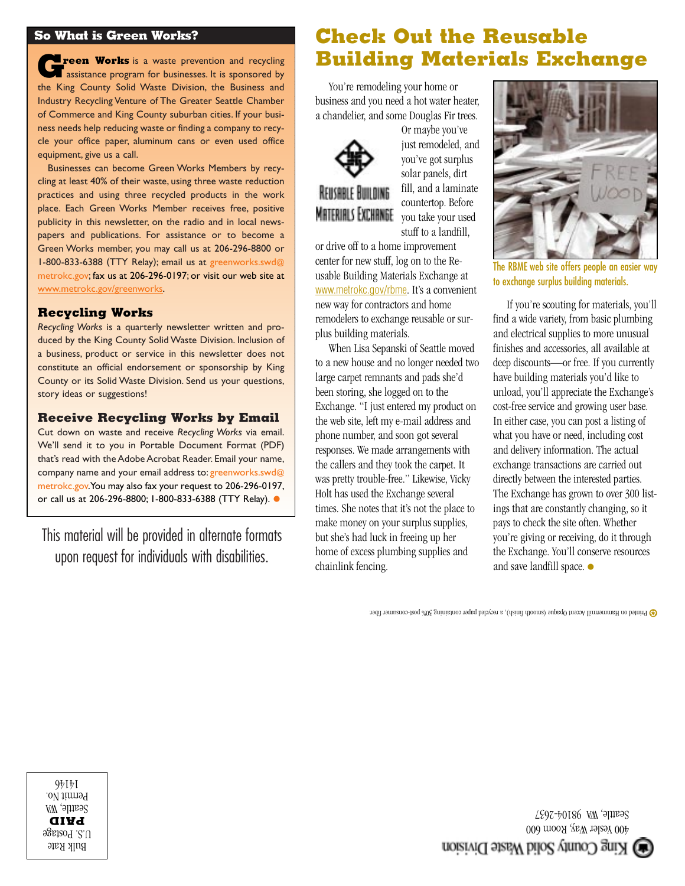## So What is Green Works?

**Green Works** is a waste prevention and recycling assistance program for businesses. It is sponsored by the King County Solid Waste Division, the Business and Industry Recycling Venture of The Greater Seattle Chamber of Commerce and King County suburban cities. If your business needs help reducing waste or finding a company to recycle your office paper, aluminum cans or even used office equipment, give us a call.

Businesses can become Green Works Members by recycling at least 40% of their waste, using three waste reduction practices and using three recycled products in the work place. Each Green Works Member receives free, positive publicity in this newsletter, on the radio and in local newspapers and publications. For assistance or to become a Green Works member, you may call us at 206-296-8800 or 1-800-833-6388 (TTY Relay); email us at greenworks.swd@metrokc.gov; fax us at 206-296-0197; or visit our web site at www.metrokc.gov/greenworks.

### Recycling Works

*Recycling Works* is a quarterly newsletter written and produced by the King County Solid Waste Division. Inclusion of a business, product or service in this newsletter does not constitute an official endorsement or sponsorship by King County or its Solid Waste Division. Send us your questions, story ideas or suggestions!

### Receive Recycling Works by Email

Cut down on waste and receive *Recycling Works* via email. We'll send it to you in Portable Document Format (PDF) that's read with the Adobe Acrobat Reader. Email your name, company name and your email address to: greenworks.swd@metrokc.gov. You may also fax your request to 206-296-0197, or call us at 206-296-8800; 1-800-833-6388 (TTY Relay).

This material will be provided in alternate formats upon request for individuals with disabilities.

# Check Out the Reusable Building Materials Exchange

You're remodeling your home or business and you need a hot water heater, a chandelier, and some Douglas Fir trees. Or maybe you've just remodeled, and you've got surplus solar panels, dirt fill, and a laminate countertop. Before you take your used stuff to a landfill, or drive off to a home improvement center for new stuff, log on to the Reusable Building Materials Exchange at www.metrokc.gov/rbme. It's a convenient new way for contractors and home remodelers to exchange reusable or surplus building materials.

Reusable Building Materials Exchange

When Lisa Sepanski of Seattle moved to a new house and no longer needed two large carpet remnants and pads she'd been storing, she logged on to the Exchange. "I just entered my product on the web site, left my e-mail address and phone number, and soon got several responses. We made arrangements with the callers and they took the carpet. It was pretty trouble-free." Likewise, Vicky Holt has used the Exchange several times. She notes that it's not the place to make money on your surplus supplies, but she's had luck in freeing up her home of excess plumbing supplies and chainlink fencing.

The RBME web site offers people an easier way to exchange surplus building materials.

If you're scouting for materials, you'll find a wide variety, from basic plumbing and electrical supplies to more unusual finishes and accessories, all available at deep discounts—or free. If you currently have building materials you'd like to unload, you'll appreciate the Exchange's cost-free service and growing user base. In either case, you can post a listing of what you have or need, including cost and delivery information. The actual exchange transactions are carried out directly between the interested parties. The Exchange has grown to over 300 listings that are constantly changing, so it pays to check the site often. Whether you're giving or receiving, do it through the Exchange. You'll conserve resources and save landfill space.

Printed on Hammermill Accent Opaque (smooth finish), a recycled paper containing 30% post-consumer fiber.

King County Solid Waste Division
400 Yesler Way, Room 600
Seattle, WA 98104-2637

Bulk Rate
U.S. Postage
**PAID**
Seattle, WA
Permit No.
14146